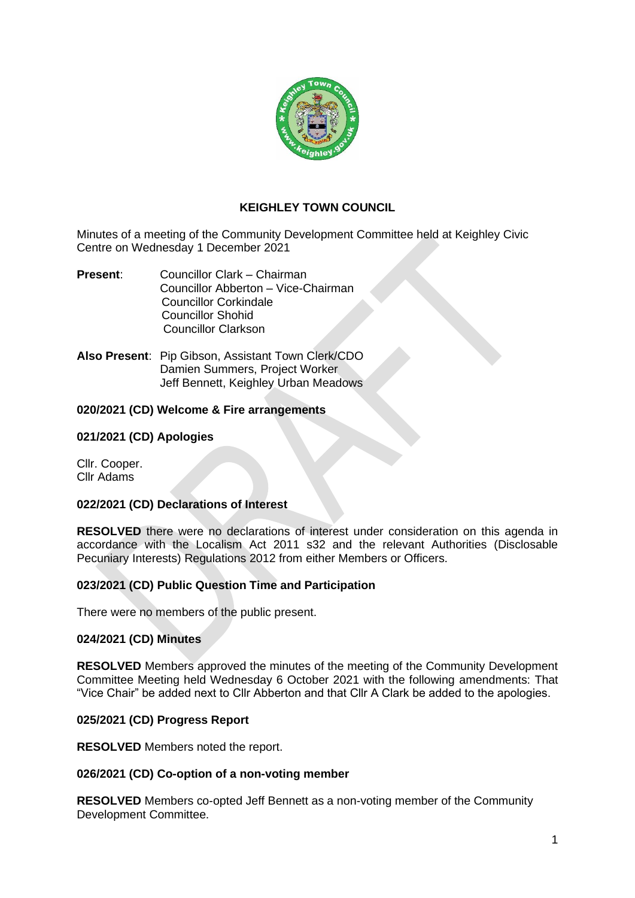# KEIGHLEY TOWN COUNCIL

Minutes of a meeting of the Community Development Committee held at Keighley Civic Centre on Wednesday 1 December 2021

**Present**: Councillor Clark – Chairman
Councillor Abberton – Vice-Chairman
Councillor Corkindale
Councillor Shohid
Councillor Clarkson

**Also Present**: Pip Gibson, Assistant Town Clerk/CDO
Damien Summers, Project Worker
Jeff Bennett, Keighley Urban Meadows

### 020/2021 (CD) Welcome & Fire arrangements

### 021/2021 (CD) Apologies

Cllr. Cooper.
Cllr Adams

### 022/2021 (CD) Declarations of Interest

**RESOLVED** there were no declarations of interest under consideration on this agenda in accordance with the Localism Act 2011 s32 and the relevant Authorities (Disclosable Pecuniary Interests) Regulations 2012 from either Members or Officers.

### 023/2021 (CD) Public Question Time and Participation

There were no members of the public present.

### 024/2021 (CD) Minutes

**RESOLVED** Members approved the minutes of the meeting of the Community Development Committee Meeting held Wednesday 6 October 2021 with the following amendments: That "Vice Chair" be added next to Cllr Abberton and that Cllr A Clark be added to the apologies.

### 025/2021 (CD) Progress Report

**RESOLVED** Members noted the report.

### 026/2021 (CD) Co-option of a non-voting member

**RESOLVED** Members co-opted Jeff Bennett as a non-voting member of the Community Development Committee.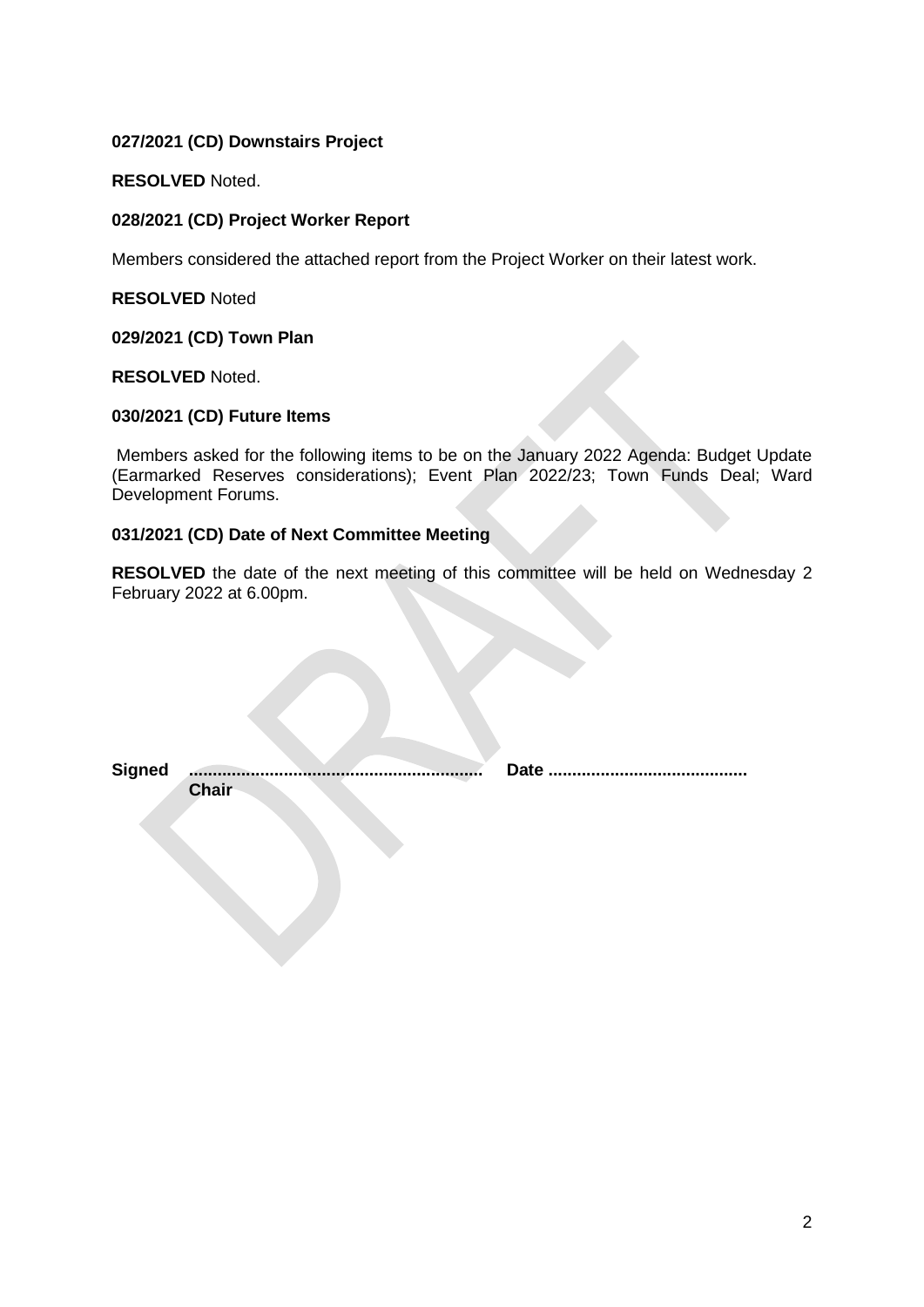**027/2021 (CD) Downstairs Project**

**RESOLVED** Noted.

**028/2021 (CD) Project Worker Report**

Members considered the attached report from the Project Worker on their latest work.

**RESOLVED** Noted

**029/2021 (CD) Town Plan**

**RESOLVED** Noted.

**030/2021 (CD) Future Items**

Members asked for the following items to be on the January 2022 Agenda: Budget Update (Earmarked Reserves considerations); Event Plan 2022/23; Town Funds Deal; Ward Development Forums.

**031/2021 (CD) Date of Next Committee Meeting**

**RESOLVED** the date of the next meeting of this committee will be held on Wednesday 2 February 2022 at 6.00pm.

**Signed** ............................................................ **Date** .........................................
**Chair**

DRAFT